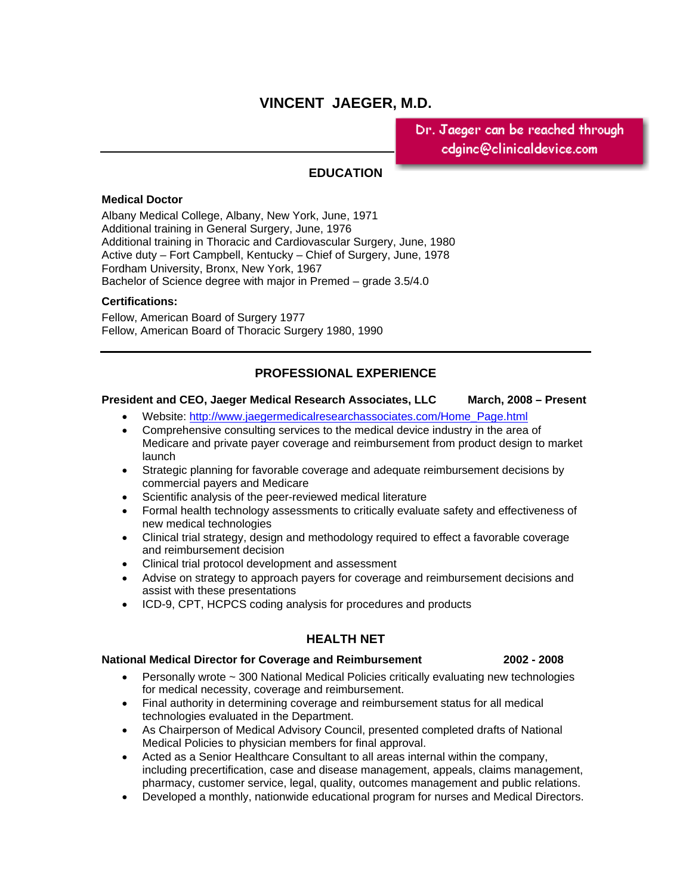# VINCENT JAEGER, M.D.

Dr. Jaeger can be reached through cdginc@clinicaldevice.com

## EDUCATION

**Medical Doctor**

Albany Medical College, Albany, New York, June, 1971
Additional training in General Surgery, June, 1976
Additional training in Thoracic and Cardiovascular Surgery, June, 1980
Active duty – Fort Campbell, Kentucky – Chief of Surgery, June, 1978
Fordham University, Bronx, New York, 1967
Bachelor of Science degree with major in Premed – grade 3.5/4.0

**Certifications:**

Fellow, American Board of Surgery 1977
Fellow, American Board of Thoracic Surgery 1980, 1990

## PROFESSIONAL EXPERIENCE

**President and CEO, Jaeger Medical Research Associates, LLC March, 2008 – Present**

- Website: http://www.jaegermedicalresearchassociates.com/Home_Page.html
- Comprehensive consulting services to the medical device industry in the area of Medicare and private payer coverage and reimbursement from product design to market launch
- Strategic planning for favorable coverage and adequate reimbursement decisions by commercial payers and Medicare
- Scientific analysis of the peer-reviewed medical literature
- Formal health technology assessments to critically evaluate safety and effectiveness of new medical technologies
- Clinical trial strategy, design and methodology required to effect a favorable coverage and reimbursement decision
- Clinical trial protocol development and assessment
- Advise on strategy to approach payers for coverage and reimbursement decisions and assist with these presentations
- ICD-9, CPT, HCPCS coding analysis for procedures and products

## HEALTH NET

**National Medical Director for Coverage and Reimbursement 2002 - 2008**

- Personally wrote ~ 300 National Medical Policies critically evaluating new technologies for medical necessity, coverage and reimbursement.
- Final authority in determining coverage and reimbursement status for all medical technologies evaluated in the Department.
- As Chairperson of Medical Advisory Council, presented completed drafts of National Medical Policies to physician members for final approval.
- Acted as a Senior Healthcare Consultant to all areas internal within the company, including precertification, case and disease management, appeals, claims management, pharmacy, customer service, legal, quality, outcomes management and public relations.
- Developed a monthly, nationwide educational program for nurses and Medical Directors.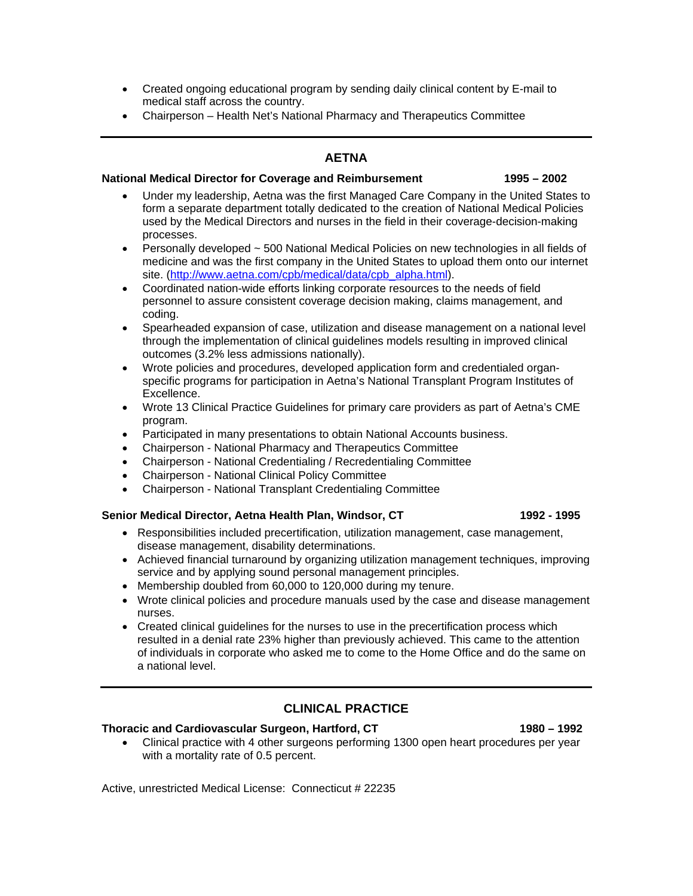- Created ongoing educational program by sending daily clinical content by E-mail to medical staff across the country.
- Chairperson – Health Net's National Pharmacy and Therapeutics Committee

---

## AETNA

**National Medical Director for Coverage and Reimbursement** **1995 – 2002**

- Under my leadership, Aetna was the first Managed Care Company in the United States to form a separate department totally dedicated to the creation of National Medical Policies used by the Medical Directors and nurses in the field in their coverage-decision-making processes.
- Personally developed ~ 500 National Medical Policies on new technologies in all fields of medicine and was the first company in the United States to upload them onto our internet site. (http://www.aetna.com/cpb/medical/data/cpb_alpha.html).
- Coordinated nation-wide efforts linking corporate resources to the needs of field personnel to assure consistent coverage decision making, claims management, and coding.
- Spearheaded expansion of case, utilization and disease management on a national level through the implementation of clinical guidelines models resulting in improved clinical outcomes (3.2% less admissions nationally).
- Wrote policies and procedures, developed application form and credentialed organ-specific programs for participation in Aetna's National Transplant Program Institutes of Excellence.
- Wrote 13 Clinical Practice Guidelines for primary care providers as part of Aetna's CME program.
- Participated in many presentations to obtain National Accounts business.
- Chairperson - National Pharmacy and Therapeutics Committee
- Chairperson - National Credentialing / Recredentialing Committee
- Chairperson - National Clinical Policy Committee
- Chairperson - National Transplant Credentialing Committee

**Senior Medical Director, Aetna Health Plan, Windsor, CT** **1992 - 1995**

- Responsibilities included precertification, utilization management, case management, disease management, disability determinations.
- Achieved financial turnaround by organizing utilization management techniques, improving service and by applying sound personal management principles.
- Membership doubled from 60,000 to 120,000 during my tenure.
- Wrote clinical policies and procedure manuals used by the case and disease management nurses.
- Created clinical guidelines for the nurses to use in the precertification process which resulted in a denial rate 23% higher than previously achieved. This came to the attention of individuals in corporate who asked me to come to the Home Office and do the same on a national level.

---

## CLINICAL PRACTICE

**Thoracic and Cardiovascular Surgeon, Hartford, CT** **1980 – 1992**

- Clinical practice with 4 other surgeons performing 1300 open heart procedures per year with a mortality rate of 0.5 percent.

Active, unrestricted Medical License: Connecticut # 22235